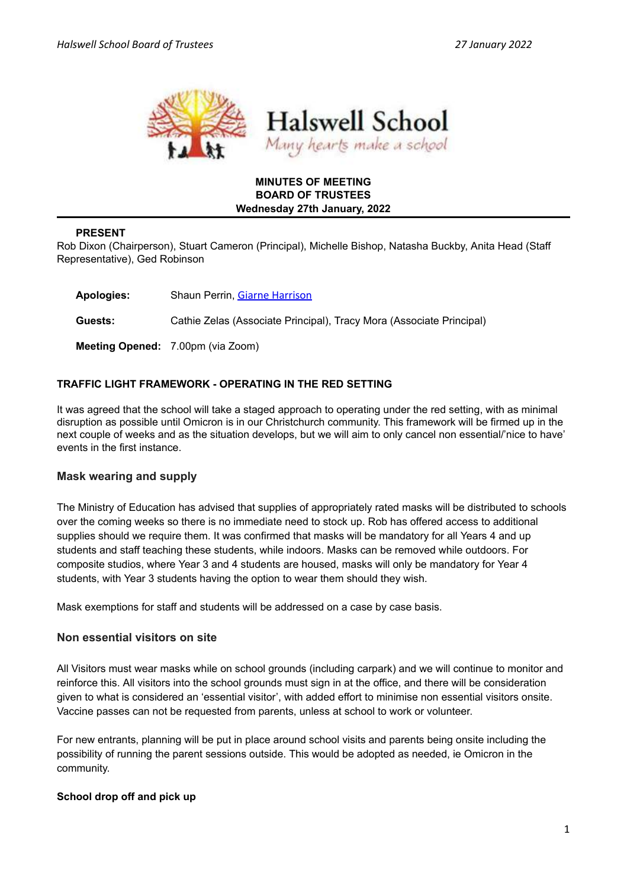**MINUTES OF MEETING**
**BOARD OF TRUSTEES**
**Wednesday 27th January, 2022**

**PRESENT**

Rob Dixon (Chairperson), Stuart Cameron (Principal), Michelle Bishop, Natasha Buckby, Anita Head (Staff Representative), Ged Robinson

**Apologies:** Shaun Perrin, Giarne Harrison

**Guests:** Cathie Zelas (Associate Principal), Tracy Mora (Associate Principal)

**Meeting Opened:** 7.00pm (via Zoom)

## TRAFFIC LIGHT FRAMEWORK - OPERATING IN THE RED SETTING

It was agreed that the school will take a staged approach to operating under the red setting, with as minimal disruption as possible until Omicron is in our Christchurch community. This framework will be firmed up in the next couple of weeks and as the situation develops, but we will aim to only cancel non essential/'nice to have' events in the first instance.

### Mask wearing and supply

The Ministry of Education has advised that supplies of appropriately rated masks will be distributed to schools over the coming weeks so there is no immediate need to stock up. Rob has offered access to additional supplies should we require them. It was confirmed that masks will be mandatory for all Years 4 and up students and staff teaching these students, while indoors. Masks can be removed while outdoors. For composite studios, where Year 3 and 4 students are housed, masks will only be mandatory for Year 4 students, with Year 3 students having the option to wear them should they wish.

Mask exemptions for staff and students will be addressed on a case by case basis.

### Non essential visitors on site

All Visitors must wear masks while on school grounds (including carpark) and we will continue to monitor and reinforce this. All visitors into the school grounds must sign in at the office, and there will be consideration given to what is considered an 'essential visitor', with added effort to minimise non essential visitors onsite. Vaccine passes can not be requested from parents, unless at school to work or volunteer.

For new entrants, planning will be put in place around school visits and parents being onsite including the possibility of running the parent sessions outside. This would be adopted as needed, ie Omicron in the community.

**School drop off and pick up**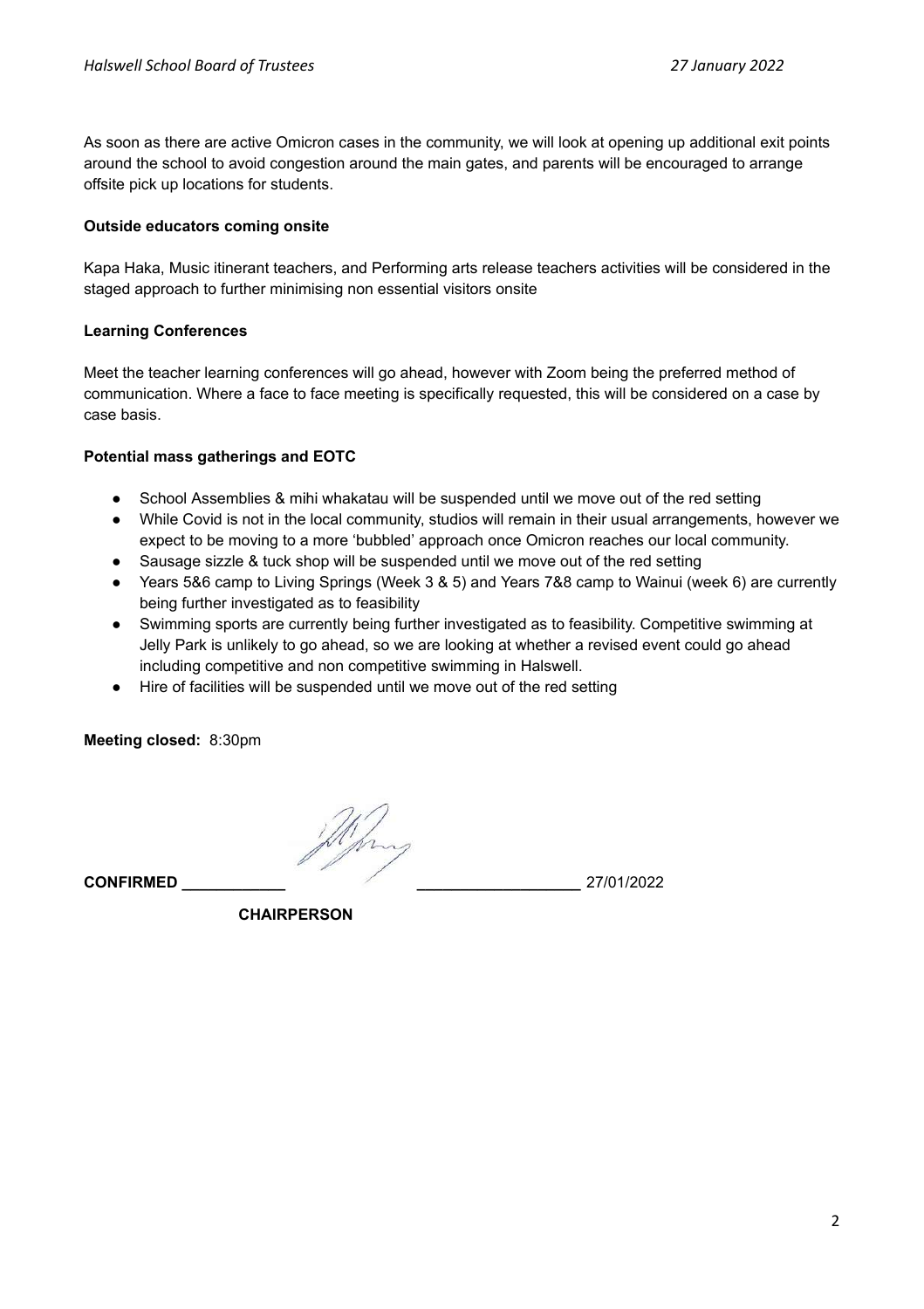As soon as there are active Omicron cases in the community, we will look at opening up additional exit points around the school to avoid congestion around the main gates, and parents will be encouraged to arrange offsite pick up locations for students.

**Outside educators coming onsite**

Kapa Haka, Music itinerant teachers, and Performing arts release teachers activities will be considered in the staged approach to further minimising non essential visitors onsite

**Learning Conferences**

Meet the teacher learning conferences will go ahead, however with Zoom being the preferred method of communication. Where a face to face meeting is specifically requested, this will be considered on a case by case basis.

**Potential mass gatherings and EOTC**

- School Assemblies & mihi whakatau will be suspended until we move out of the red setting
- While Covid is not in the local community, studios will remain in their usual arrangements, however we expect to be moving to a more 'bubbled' approach once Omicron reaches our local community.
- Sausage sizzle & tuck shop will be suspended until we move out of the red setting
- Years 5&6 camp to Living Springs (Week 3 & 5) and Years 7&8 camp to Wainui (week 6) are currently being further investigated as to feasibility
- Swimming sports are currently being further investigated as to feasibility. Competitive swimming at Jelly Park is unlikely to go ahead, so we are looking at whether a revised event could go ahead including competitive and non competitive swimming in Halswell.
- Hire of facilities will be suspended until we move out of the red setting

**Meeting closed:** 8:30pm

**CONFIRMED** ____________ __________________ 27/01/2022

**CHAIRPERSON**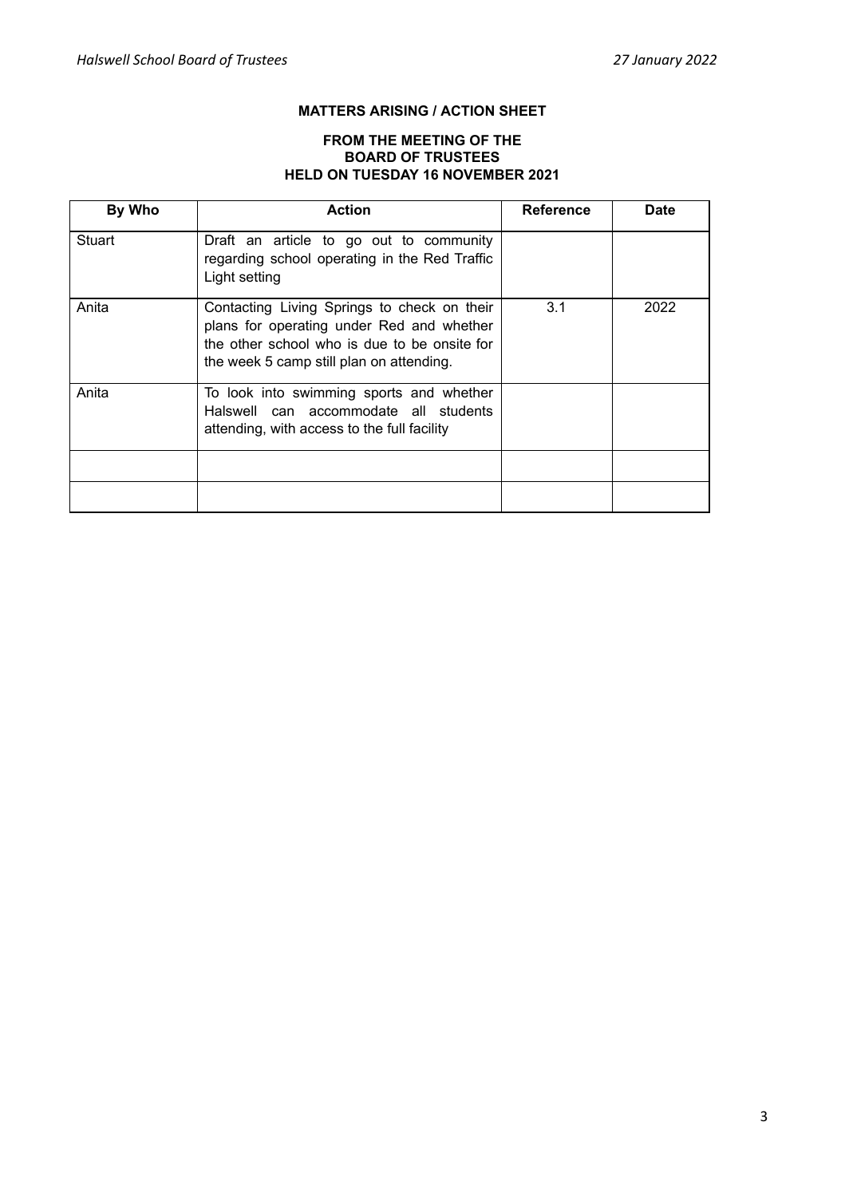**MATTERS ARISING / ACTION SHEET**

**FROM THE MEETING OF THE BOARD OF TRUSTEES HELD ON TUESDAY 16 NOVEMBER 2021**

| By Who | Action | Reference | Date |
|---|---|---|---|
| Stuart | Draft an article to go out to community regarding school operating in the Red Traffic Light setting | | |
| Anita | Contacting Living Springs to check on their plans for operating under Red and whether the other school who is due to be onsite for the week 5 camp still plan on attending. | 3.1 | 2022 |
| Anita | To look into swimming sports and whether Halswell can accommodate all students attending, with access to the full facility | | |
| | | | |
| | | | |